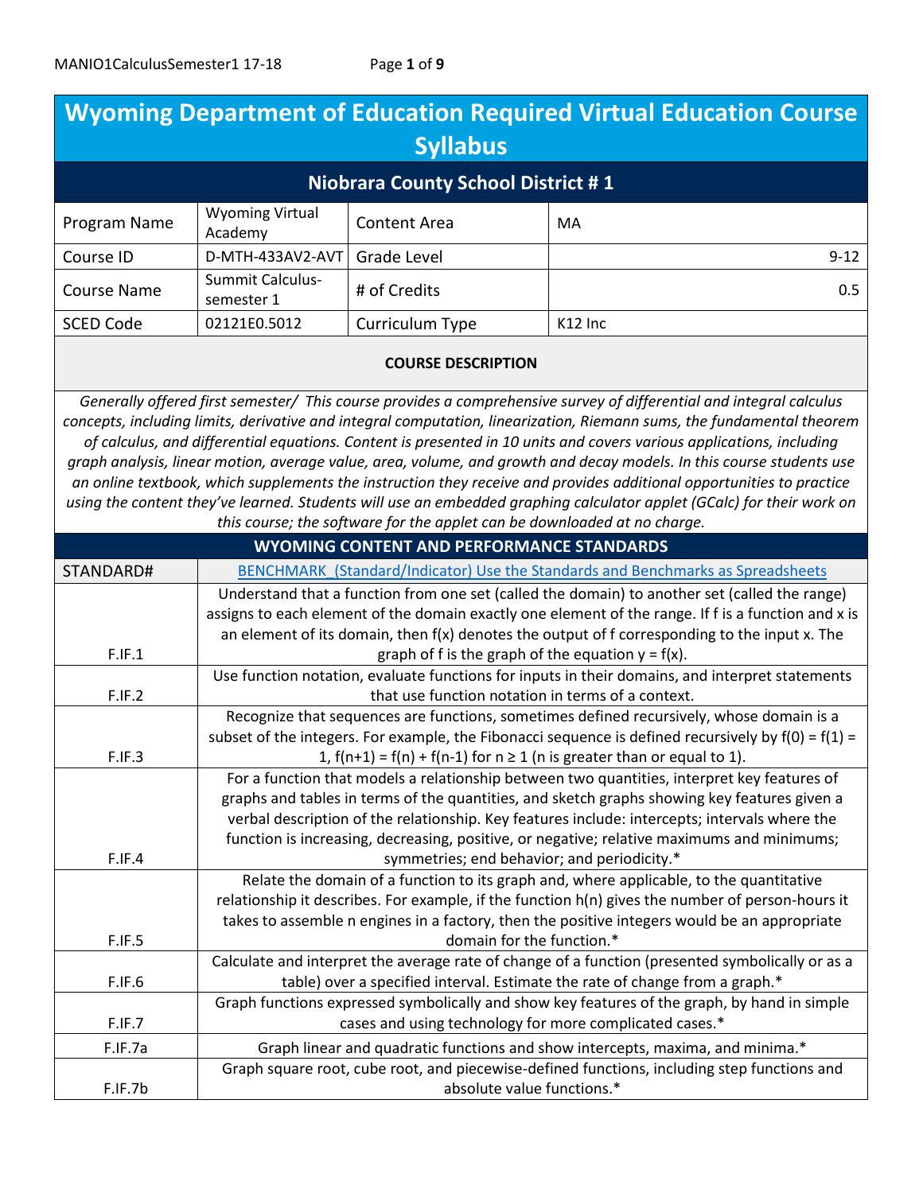# Wyoming Department of Education Required Virtual Education Course Syllabus

## Niobrara County School District # 1

| Program Name | Wyoming Virtual Academy | Content Area | MA |
|---|---|---|---|
| Course ID | D-MTH-433AV2-AVT | Grade Level | 9-12 |
| Course Name | Summit Calculus-semester 1 | # of Credits | 0.5 |
| SCED Code | 02121E0.5012 | Curriculum Type | K12 Inc |

**COURSE DESCRIPTION**

*Generally offered first semester/ This course provides a comprehensive survey of differential and integral calculus concepts, including limits, derivative and integral computation, linearization, Riemann sums, the fundamental theorem of calculus, and differential equations. Content is presented in 10 units and covers various applications, including graph analysis, linear motion, average value, area, volume, and growth and decay models. In this course students use an online textbook, which supplements the instruction they receive and provides additional opportunities to practice using the content they've learned. Students will use an embedded graphing calculator applet (GCalc) for their work on this course; the software for the applet can be downloaded at no charge.*

**WYOMING CONTENT AND PERFORMANCE STANDARDS**

| STANDARD# | BENCHMARK_(Standard/Indicator) Use the Standards and Benchmarks as Spreadsheets |
|---|---|
| F.IF.1 | Understand that a function from one set (called the domain) to another set (called the range) assigns to each element of the domain exactly one element of the range. If f is a function and x is an element of its domain, then f(x) denotes the output of f corresponding to the input x. The graph of f is the graph of the equation y = f(x). |
| F.IF.2 | Use function notation, evaluate functions for inputs in their domains, and interpret statements that use function notation in terms of a context. |
| F.IF.3 | Recognize that sequences are functions, sometimes defined recursively, whose domain is a subset of the integers. For example, the Fibonacci sequence is defined recursively by f(0) = f(1) = 1, f(n+1) = f(n) + f(n-1) for n ≥ 1 (n is greater than or equal to 1). |
| F.IF.4 | For a function that models a relationship between two quantities, interpret key features of graphs and tables in terms of the quantities, and sketch graphs showing key features given a verbal description of the relationship. Key features include: intercepts; intervals where the function is increasing, decreasing, positive, or negative; relative maximums and minimums; symmetries; end behavior; and periodicity.* |
| F.IF.5 | Relate the domain of a function to its graph and, where applicable, to the quantitative relationship it describes. For example, if the function h(n) gives the number of person-hours it takes to assemble n engines in a factory, then the positive integers would be an appropriate domain for the function.* |
| F.IF.6 | Calculate and interpret the average rate of change of a function (presented symbolically or as a table) over a specified interval. Estimate the rate of change from a graph.* |
| F.IF.7 | Graph functions expressed symbolically and show key features of the graph, by hand in simple cases and using technology for more complicated cases.* |
| F.IF.7a | Graph linear and quadratic functions and show intercepts, maxima, and minima.* |
| F.IF.7b | Graph square root, cube root, and piecewise-defined functions, including step functions and absolute value functions.* |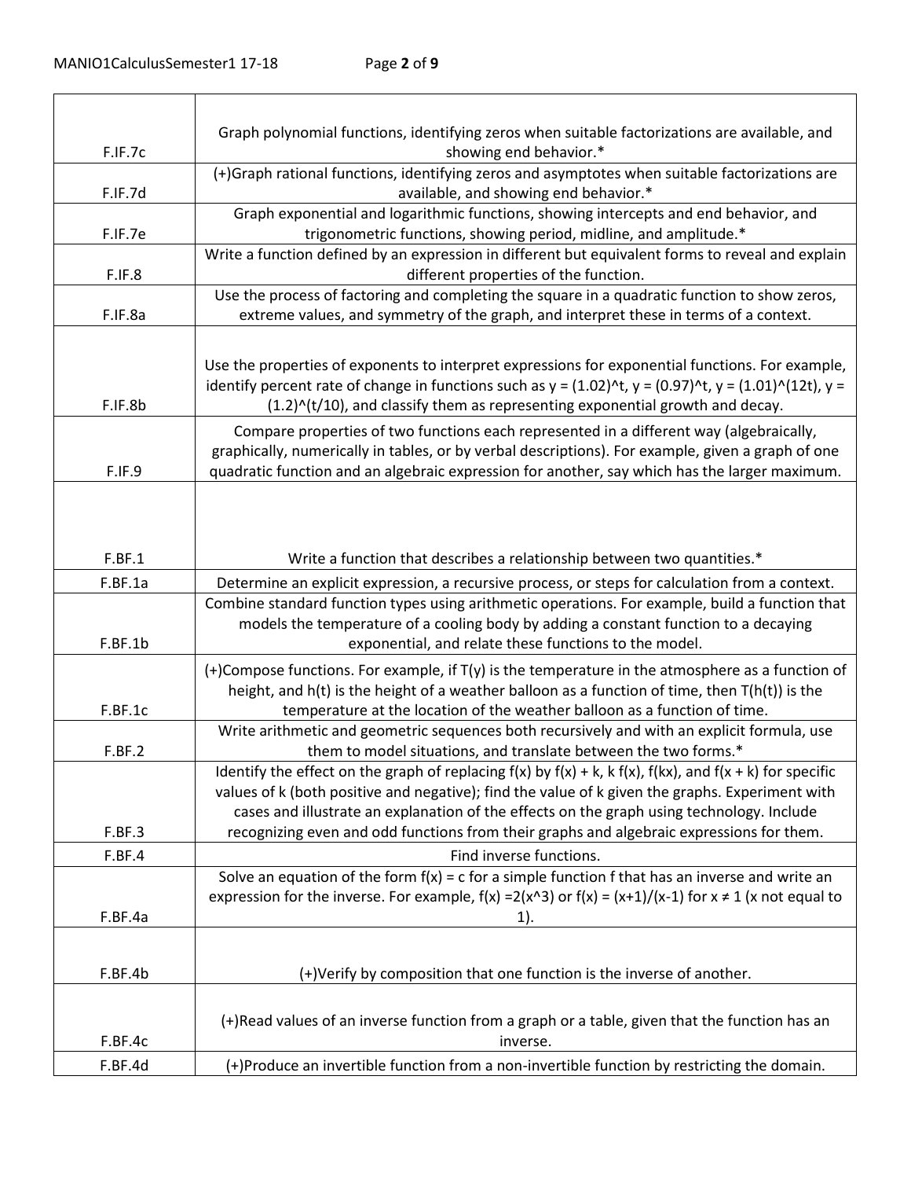| | |
|---|---|
| F.IF.7c | Graph polynomial functions, identifying zeros when suitable factorizations are available, and showing end behavior.* |
| F.IF.7d | (+)Graph rational functions, identifying zeros and asymptotes when suitable factorizations are available, and showing end behavior.* |
| F.IF.7e | Graph exponential and logarithmic functions, showing intercepts and end behavior, and trigonometric functions, showing period, midline, and amplitude.* |
| F.IF.8 | Write a function defined by an expression in different but equivalent forms to reveal and explain different properties of the function. |
| F.IF.8a | Use the process of factoring and completing the square in a quadratic function to show zeros, extreme values, and symmetry of the graph, and interpret these in terms of a context. |
| F.IF.8b | Use the properties of exponents to interpret expressions for exponential functions. For example, identify percent rate of change in functions such as $y = (1.02)^t$, $y = (0.97)^t$, $y = (1.01)^{(12t)}$, $y = (1.2)^{(t/10)}$, and classify them as representing exponential growth and decay. |
| F.IF.9 | Compare properties of two functions each represented in a different way (algebraically, graphically, numerically in tables, or by verbal descriptions). For example, given a graph of one quadratic function and an algebraic expression for another, say which has the larger maximum. |
| F.BF.1 | Write a function that describes a relationship between two quantities.* |
| F.BF.1a | Determine an explicit expression, a recursive process, or steps for calculation from a context. |
| F.BF.1b | Combine standard function types using arithmetic operations. For example, build a function that models the temperature of a cooling body by adding a constant function to a decaying exponential, and relate these functions to the model. |
| F.BF.1c | (+)Compose functions. For example, if $T(y)$ is the temperature in the atmosphere as a function of height, and $h(t)$ is the height of a weather balloon as a function of time, then $T(h(t))$ is the temperature at the location of the weather balloon as a function of time. |
| F.BF.2 | Write arithmetic and geometric sequences both recursively and with an explicit formula, use them to model situations, and translate between the two forms.* |
| F.BF.3 | Identify the effect on the graph of replacing $f(x)$ by $f(x) + k$, $k f(x)$, $f(kx)$, and $f(x + k)$ for specific values of k (both positive and negative); find the value of k given the graphs. Experiment with cases and illustrate an explanation of the effects on the graph using technology. Include recognizing even and odd functions from their graphs and algebraic expressions for them. |
| F.BF.4 | Find inverse functions. |
| F.BF.4a | Solve an equation of the form $f(x) = c$ for a simple function f that has an inverse and write an expression for the inverse. For example, $f(x) =2(x^3)$ or $f(x) = (x+1)/(x-1)$ for $x \neq 1$ (x not equal to 1). |
| F.BF.4b | (+)Verify by composition that one function is the inverse of another. |
| F.BF.4c | (+)Read values of an inverse function from a graph or a table, given that the function has an inverse. |
| F.BF.4d | (+)Produce an invertible function from a non-invertible function by restricting the domain. |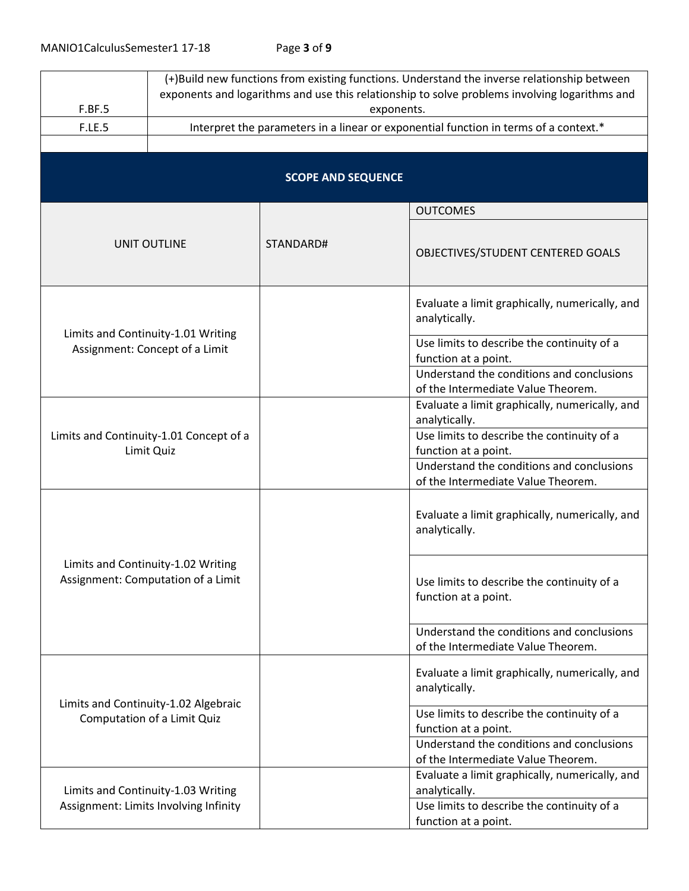| | |
|---|---|
| F.BF.5 | (+)Build new functions from existing functions. Understand the inverse relationship between exponents and logarithms and use this relationship to solve problems involving logarithms and exponents. |
| F.LE.5 | Interpret the parameters in a linear or exponential function in terms of a context.* |
| | |

## SCOPE AND SEQUENCE

| UNIT OUTLINE | STANDARD# | OUTCOMES<br>OBJECTIVES/STUDENT CENTERED GOALS |
|---|---|---|
| Limits and Continuity-1.01 Writing Assignment: Concept of a Limit | | Evaluate a limit graphically, numerically, and analytically. |
| | | Use limits to describe the continuity of a function at a point. |
| | | Understand the conditions and conclusions of the Intermediate Value Theorem. |
| Limits and Continuity-1.01 Concept of a Limit Quiz | | Evaluate a limit graphically, numerically, and analytically. |
| | | Use limits to describe the continuity of a function at a point. |
| | | Understand the conditions and conclusions of the Intermediate Value Theorem. |
| Limits and Continuity-1.02 Writing Assignment: Computation of a Limit | | Evaluate a limit graphically, numerically, and analytically. |
| | | Use limits to describe the continuity of a function at a point. |
| | | Understand the conditions and conclusions of the Intermediate Value Theorem. |
| Limits and Continuity-1.02 Algebraic Computation of a Limit Quiz | | Evaluate a limit graphically, numerically, and analytically. |
| | | Use limits to describe the continuity of a function at a point. |
| | | Understand the conditions and conclusions of the Intermediate Value Theorem. |
| Limits and Continuity-1.03 Writing Assignment: Limits Involving Infinity | | Evaluate a limit graphically, numerically, and analytically. |
| | | Use limits to describe the continuity of a function at a point. |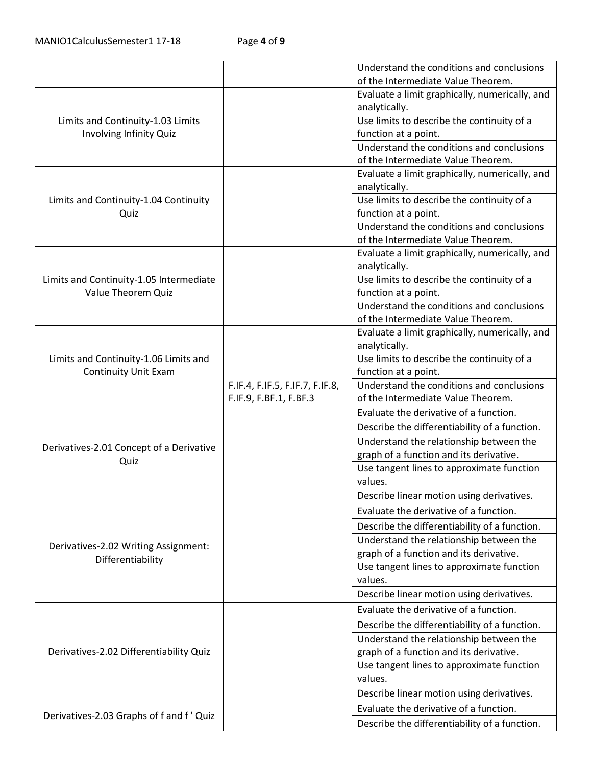| | | |
|---|---|---|
| | | Understand the conditions and conclusions of the Intermediate Value Theorem. |
| Limits and Continuity-1.03 Limits Involving Infinity Quiz | | Evaluate a limit graphically, numerically, and analytically. |
| | | Use limits to describe the continuity of a function at a point. |
| | | Understand the conditions and conclusions of the Intermediate Value Theorem. |
| Limits and Continuity-1.04 Continuity Quiz | | Evaluate a limit graphically, numerically, and analytically. |
| | | Use limits to describe the continuity of a function at a point. |
| | | Understand the conditions and conclusions of the Intermediate Value Theorem. |
| Limits and Continuity-1.05 Intermediate Value Theorem Quiz | | Evaluate a limit graphically, numerically, and analytically. |
| | | Use limits to describe the continuity of a function at a point. |
| | | Understand the conditions and conclusions of the Intermediate Value Theorem. |
| Limits and Continuity-1.06 Limits and Continuity Unit Exam | | Evaluate a limit graphically, numerically, and analytically. |
| | | Use limits to describe the continuity of a function at a point. |
| | F.IF.4, F.IF.5, F.IF.7, F.IF.8, F.IF.9, F.BF.1, F.BF.3 | Understand the conditions and conclusions of the Intermediate Value Theorem. |
| Derivatives-2.01 Concept of a Derivative Quiz | | Evaluate the derivative of a function. |
| | | Describe the differentiability of a function. |
| | | Understand the relationship between the graph of a function and its derivative. |
| | | Use tangent lines to approximate function values. |
| | | Describe linear motion using derivatives. |
| Derivatives-2.02 Writing Assignment: Differentiability | | Evaluate the derivative of a function. |
| | | Describe the differentiability of a function. |
| | | Understand the relationship between the graph of a function and its derivative. |
| | | Use tangent lines to approximate function values. |
| | | Describe linear motion using derivatives. |
| Derivatives-2.02 Differentiability Quiz | | Evaluate the derivative of a function. |
| | | Describe the differentiability of a function. |
| | | Understand the relationship between the graph of a function and its derivative. |
| | | Use tangent lines to approximate function values. |
| | | Describe linear motion using derivatives. |
| Derivatives-2.03 Graphs of f and f ' Quiz | | Evaluate the derivative of a function. |
| | | Describe the differentiability of a function. |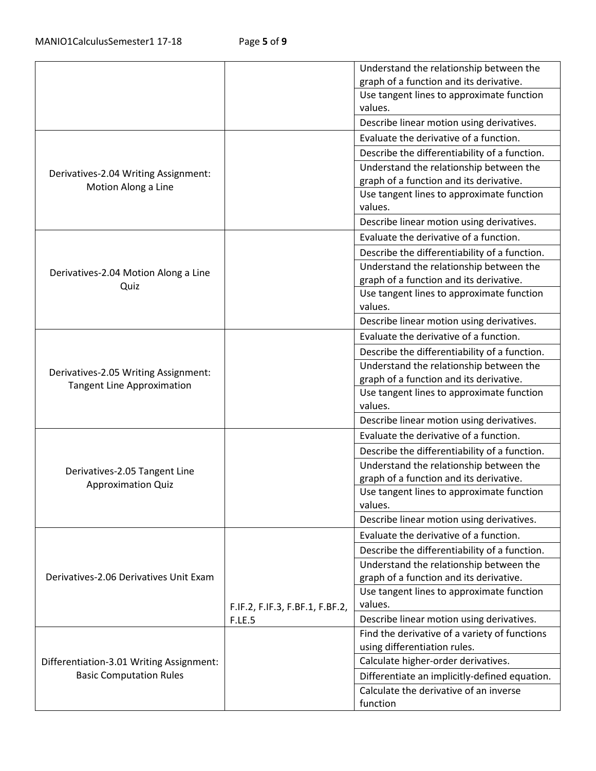| | | |
|---|---|---|
| | | Understand the relationship between the graph of a function and its derivative. |
| | | Use tangent lines to approximate function values. |
| | | Describe linear motion using derivatives. |
| Derivatives-2.04 Writing Assignment: Motion Along a Line | | Evaluate the derivative of a function. |
| | | Describe the differentiability of a function. |
| | | Understand the relationship between the graph of a function and its derivative. |
| | | Use tangent lines to approximate function values. |
| | | Describe linear motion using derivatives. |
| Derivatives-2.04 Motion Along a Line Quiz | | Evaluate the derivative of a function. |
| | | Describe the differentiability of a function. |
| | | Understand the relationship between the graph of a function and its derivative. |
| | | Use tangent lines to approximate function values. |
| | | Describe linear motion using derivatives. |
| Derivatives-2.05 Writing Assignment: Tangent Line Approximation | | Evaluate the derivative of a function. |
| | | Describe the differentiability of a function. |
| | | Understand the relationship between the graph of a function and its derivative. |
| | | Use tangent lines to approximate function values. |
| | | Describe linear motion using derivatives. |
| Derivatives-2.05 Tangent Line Approximation Quiz | | Evaluate the derivative of a function. |
| | | Describe the differentiability of a function. |
| | | Understand the relationship between the graph of a function and its derivative. |
| | | Use tangent lines to approximate function values. |
| | | Describe linear motion using derivatives. |
| Derivatives-2.06 Derivatives Unit Exam | F.IF.2, F.IF.3, F.BF.1, F.BF.2, F.LE.5 | Evaluate the derivative of a function. |
| | | Describe the differentiability of a function. |
| | | Understand the relationship between the graph of a function and its derivative. |
| | | Use tangent lines to approximate function values. |
| | | Describe linear motion using derivatives. |
| Differentiation-3.01 Writing Assignment: Basic Computation Rules | | Find the derivative of a variety of functions using differentiation rules. |
| | | Calculate higher-order derivatives. |
| | | Differentiate an implicitly-defined equation. |
| | | Calculate the derivative of an inverse function |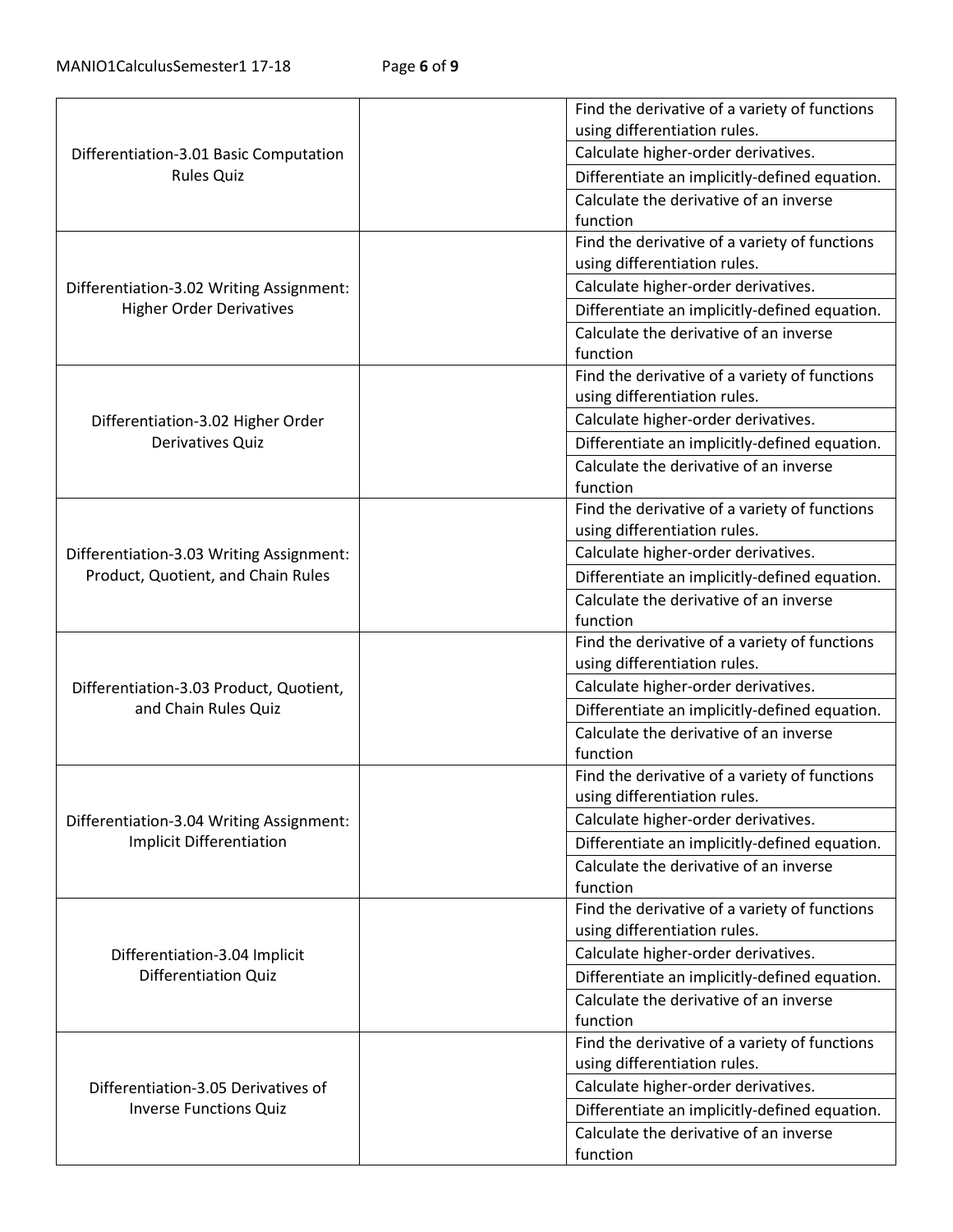| | | |
|---|---|---|
| Differentiation-3.01 Basic Computation Rules Quiz | | Find the derivative of a variety of functions using differentiation rules. |
| | | Calculate higher-order derivatives. |
| | | Differentiate an implicitly-defined equation. |
| | | Calculate the derivative of an inverse function |
| Differentiation-3.02 Writing Assignment: Higher Order Derivatives | | Find the derivative of a variety of functions using differentiation rules. |
| | | Calculate higher-order derivatives. |
| | | Differentiate an implicitly-defined equation. |
| | | Calculate the derivative of an inverse function |
| Differentiation-3.02 Higher Order Derivatives Quiz | | Find the derivative of a variety of functions using differentiation rules. |
| | | Calculate higher-order derivatives. |
| | | Differentiate an implicitly-defined equation. |
| | | Calculate the derivative of an inverse function |
| Differentiation-3.03 Writing Assignment: Product, Quotient, and Chain Rules | | Find the derivative of a variety of functions using differentiation rules. |
| | | Calculate higher-order derivatives. |
| | | Differentiate an implicitly-defined equation. |
| | | Calculate the derivative of an inverse function |
| Differentiation-3.03 Product, Quotient, and Chain Rules Quiz | | Find the derivative of a variety of functions using differentiation rules. |
| | | Calculate higher-order derivatives. |
| | | Differentiate an implicitly-defined equation. |
| | | Calculate the derivative of an inverse function |
| Differentiation-3.04 Writing Assignment: Implicit Differentiation | | Find the derivative of a variety of functions using differentiation rules. |
| | | Calculate higher-order derivatives. |
| | | Differentiate an implicitly-defined equation. |
| | | Calculate the derivative of an inverse function |
| Differentiation-3.04 Implicit Differentiation Quiz | | Find the derivative of a variety of functions using differentiation rules. |
| | | Calculate higher-order derivatives. |
| | | Differentiate an implicitly-defined equation. |
| | | Calculate the derivative of an inverse function |
| Differentiation-3.05 Derivatives of Inverse Functions Quiz | | Find the derivative of a variety of functions using differentiation rules. |
| | | Calculate higher-order derivatives. |
| | | Differentiate an implicitly-defined equation. |
| | | Calculate the derivative of an inverse function |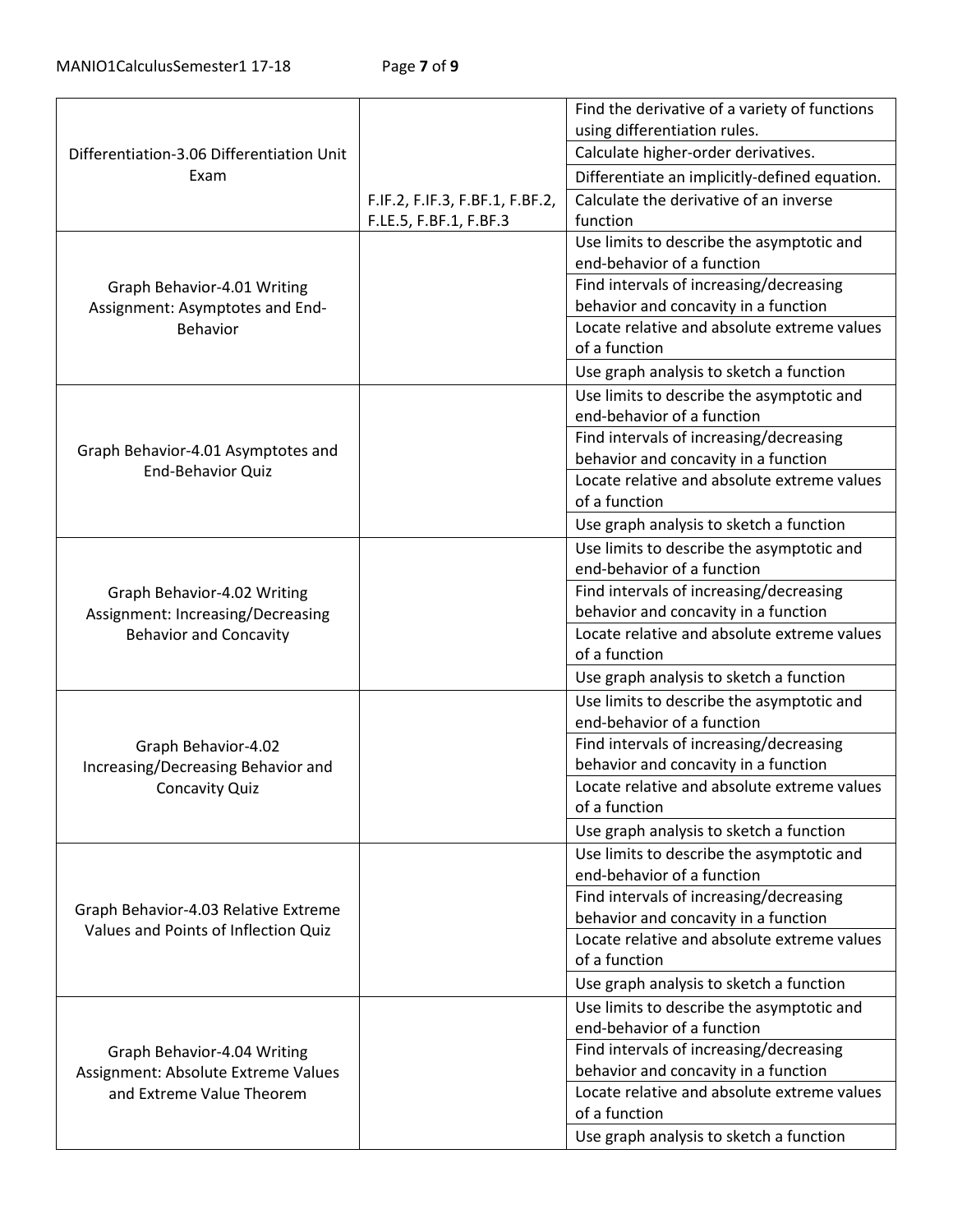| | | |
|---|---|---|
| Differentiation-3.06 Differentiation Unit Exam | F.IF.2, F.IF.3, F.BF.1, F.BF.2, F.LE.5, F.BF.1, F.BF.3 | Find the derivative of a variety of functions using differentiation rules. |
| | | Calculate higher-order derivatives. |
| | | Differentiate an implicitly-defined equation. |
| | | Calculate the derivative of an inverse function |
| Graph Behavior-4.01 Writing Assignment: Asymptotes and End-Behavior | | Use limits to describe the asymptotic and end-behavior of a function |
| | | Find intervals of increasing/decreasing behavior and concavity in a function |
| | | Locate relative and absolute extreme values of a function |
| | | Use graph analysis to sketch a function |
| Graph Behavior-4.01 Asymptotes and End-Behavior Quiz | | Use limits to describe the asymptotic and end-behavior of a function |
| | | Find intervals of increasing/decreasing behavior and concavity in a function |
| | | Locate relative and absolute extreme values of a function |
| | | Use graph analysis to sketch a function |
| Graph Behavior-4.02 Writing Assignment: Increasing/Decreasing Behavior and Concavity | | Use limits to describe the asymptotic and end-behavior of a function |
| | | Find intervals of increasing/decreasing behavior and concavity in a function |
| | | Locate relative and absolute extreme values of a function |
| | | Use graph analysis to sketch a function |
| Graph Behavior-4.02 Increasing/Decreasing Behavior and Concavity Quiz | | Use limits to describe the asymptotic and end-behavior of a function |
| | | Find intervals of increasing/decreasing behavior and concavity in a function |
| | | Locate relative and absolute extreme values of a function |
| | | Use graph analysis to sketch a function |
| Graph Behavior-4.03 Relative Extreme Values and Points of Inflection Quiz | | Use limits to describe the asymptotic and end-behavior of a function |
| | | Find intervals of increasing/decreasing behavior and concavity in a function |
| | | Locate relative and absolute extreme values of a function |
| | | Use graph analysis to sketch a function |
| Graph Behavior-4.04 Writing Assignment: Absolute Extreme Values and Extreme Value Theorem | | Use limits to describe the asymptotic and end-behavior of a function |
| | | Find intervals of increasing/decreasing behavior and concavity in a function |
| | | Locate relative and absolute extreme values of a function |
| | | Use graph analysis to sketch a function |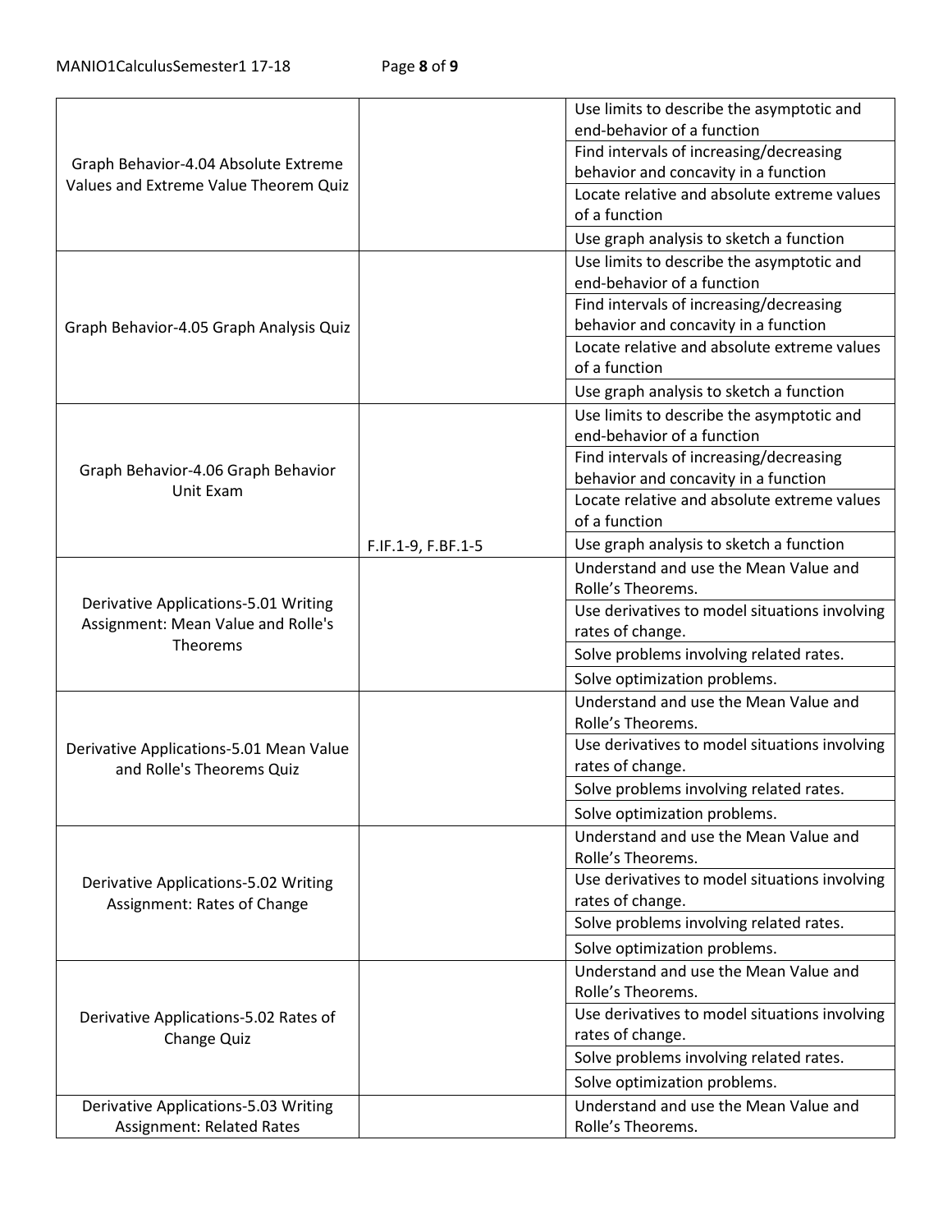| | | |
|---|---|---|
| Graph Behavior-4.04 Absolute Extreme Values and Extreme Value Theorem Quiz | | Use limits to describe the asymptotic and end-behavior of a function |
| | | Find intervals of increasing/decreasing behavior and concavity in a function |
| | | Locate relative and absolute extreme values of a function |
| | | Use graph analysis to sketch a function |
| Graph Behavior-4.05 Graph Analysis Quiz | | Use limits to describe the asymptotic and end-behavior of a function |
| | | Find intervals of increasing/decreasing behavior and concavity in a function |
| | | Locate relative and absolute extreme values of a function |
| | | Use graph analysis to sketch a function |
| Graph Behavior-4.06 Graph Behavior Unit Exam | | Use limits to describe the asymptotic and end-behavior of a function |
| | | Find intervals of increasing/decreasing behavior and concavity in a function |
| | | Locate relative and absolute extreme values of a function |
| | F.IF.1-9, F.BF.1-5 | Use graph analysis to sketch a function |
| Derivative Applications-5.01 Writing Assignment: Mean Value and Rolle's Theorems | | Understand and use the Mean Value and Rolle's Theorems. |
| | | Use derivatives to model situations involving rates of change. |
| | | Solve problems involving related rates. |
| | | Solve optimization problems. |
| Derivative Applications-5.01 Mean Value and Rolle's Theorems Quiz | | Understand and use the Mean Value and Rolle's Theorems. |
| | | Use derivatives to model situations involving rates of change. |
| | | Solve problems involving related rates. |
| | | Solve optimization problems. |
| Derivative Applications-5.02 Writing Assignment: Rates of Change | | Understand and use the Mean Value and Rolle's Theorems. |
| | | Use derivatives to model situations involving rates of change. |
| | | Solve problems involving related rates. |
| | | Solve optimization problems. |
| Derivative Applications-5.02 Rates of Change Quiz | | Understand and use the Mean Value and Rolle's Theorems. |
| | | Use derivatives to model situations involving rates of change. |
| | | Solve problems involving related rates. |
| | | Solve optimization problems. |
| Derivative Applications-5.03 Writing Assignment: Related Rates | | Understand and use the Mean Value and Rolle's Theorems. |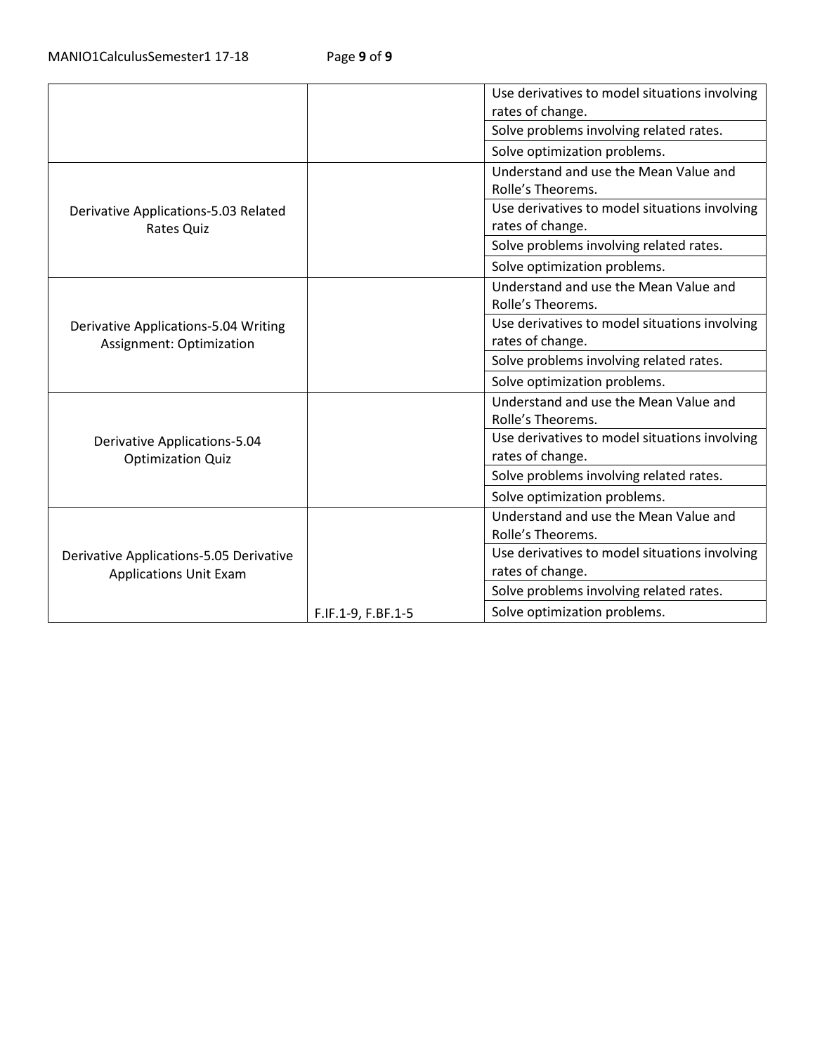| | | |
|---|---|---|
| | | Use derivatives to model situations involving rates of change. |
| | | Solve problems involving related rates. |
| | | Solve optimization problems. |
| Derivative Applications-5.03 Related Rates Quiz | | Understand and use the Mean Value and Rolle's Theorems. |
| | | Use derivatives to model situations involving rates of change. |
| | | Solve problems involving related rates. |
| | | Solve optimization problems. |
| Derivative Applications-5.04 Writing Assignment: Optimization | | Understand and use the Mean Value and Rolle's Theorems. |
| | | Use derivatives to model situations involving rates of change. |
| | | Solve problems involving related rates. |
| | | Solve optimization problems. |
| Derivative Applications-5.04 Optimization Quiz | | Understand and use the Mean Value and Rolle's Theorems. |
| | | Use derivatives to model situations involving rates of change. |
| | | Solve problems involving related rates. |
| | | Solve optimization problems. |
| Derivative Applications-5.05 Derivative Applications Unit Exam | F.IF.1-9, F.BF.1-5 | Understand and use the Mean Value and Rolle's Theorems. |
| | | Use derivatives to model situations involving rates of change. |
| | | Solve problems involving related rates. |
| | | Solve optimization problems. |